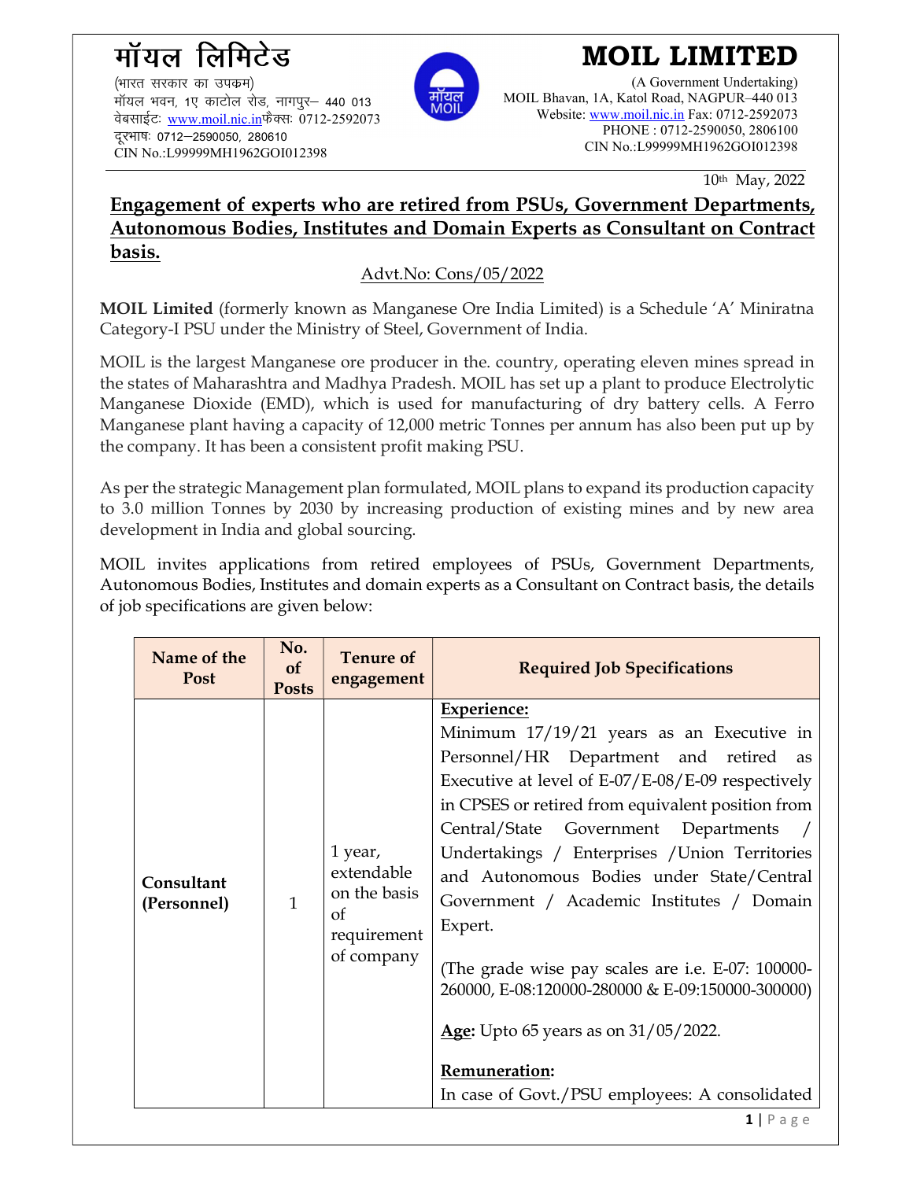मॉयल लिमिटेड

(भारत सरकार का उपक्रम)
मॉयल भवन, 1ए काटोल रोड, नागपुर– 440 013
वेबसाइटः www.moil.nic.in फैक्सः 0712-2592073
दूरभाषः 0712–2590050, 280610
CIN No.:L99999MH1962GOI012398

# MOIL LIMITED

(A Government Undertaking)
MOIL Bhavan, 1A, Katol Road, NAGPUR–440 013
Website: www.moil.nic.in Fax: 0712-2592073
PHONE : 0712-2590050, 2806100
CIN No.:L99999MH1962GOI012398

10th May, 2022

## Engagement of experts who are retired from PSUs, Government Departments, Autonomous Bodies, Institutes and Domain Experts as Consultant on Contract basis.

Advt.No: Cons/05/2022

**MOIL Limited** (formerly known as Manganese Ore India Limited) is a Schedule 'A' Miniratna Category-I PSU under the Ministry of Steel, Government of India.

MOIL is the largest Manganese ore producer in the. country, operating eleven mines spread in the states of Maharashtra and Madhya Pradesh. MOIL has set up a plant to produce Electrolytic Manganese Dioxide (EMD), which is used for manufacturing of dry battery cells. A Ferro Manganese plant having a capacity of 12,000 metric Tonnes per annum has also been put up by the company. It has been a consistent profit making PSU.

As per the strategic Management plan formulated, MOIL plans to expand its production capacity to 3.0 million Tonnes by 2030 by increasing production of existing mines and by new area development in India and global sourcing.

MOIL invites applications from retired employees of PSUs, Government Departments, Autonomous Bodies, Institutes and domain experts as a Consultant on Contract basis, the details of job specifications are given below:

| Name of the Post | No. of Posts | Tenure of engagement | Required Job Specifications |
|---|---|---|---|
| **Consultant (Personnel)** | 1 | 1 year, extendable on the basis of requirement of company | **Experience:** Minimum 17/19/21 years as an Executive in Personnel/HR Department and retired as Executive at level of E-07/E-08/E-09 respectively in CPSES or retired from equivalent position from Central/State Government Departments / Undertakings / Enterprises /Union Territories and Autonomous Bodies under State/Central Government / Academic Institutes / Domain Expert.<br><br>(The grade wise pay scales are i.e. E-07: 100000-260000, E-08:120000-280000 & E-09:150000-300000)<br><br>**Age:** Upto 65 years as on 31/05/2022.<br><br>**Remuneration:**<br>In case of Govt./PSU employees: A consolidated |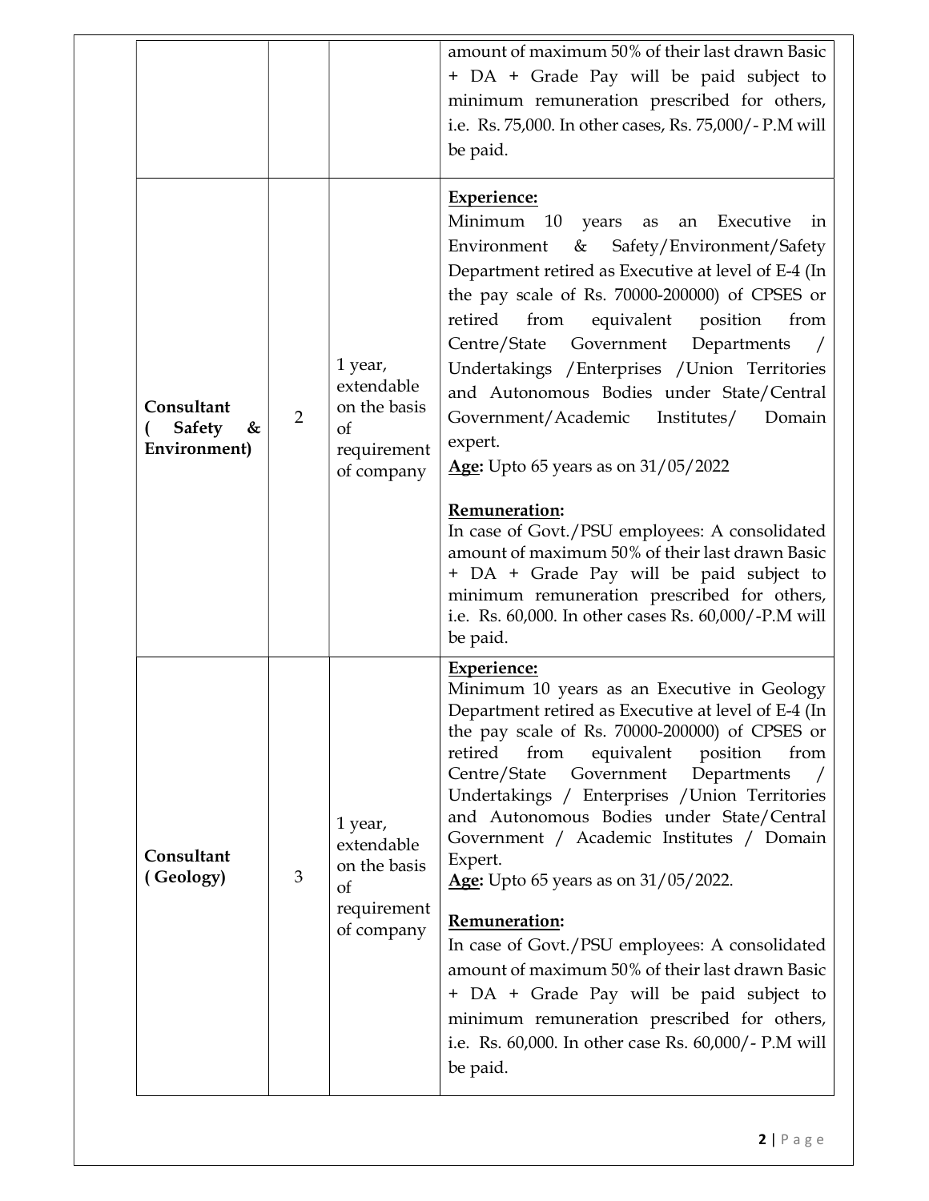| | | | |
|---|---|---|---|
| | | | amount of maximum 50% of their last drawn Basic + DA + Grade Pay will be paid subject to minimum remuneration prescribed for others, i.e. Rs. 75,000. In other cases, Rs. 75,000/- P.M will be paid. |
| **Consultant ( Safety & Environment)** | 2 | 1 year, extendable on the basis of requirement of company | **Experience:**<br>Minimum 10 years as an Executive in Environment & Safety/Environment/Safety Department retired as Executive at level of E-4 (In the pay scale of Rs. 70000-200000) of CPSES or retired from equivalent position from Centre/State Government Departments / Undertakings /Enterprises /Union Territories and Autonomous Bodies under State/Central Government/Academic Institutes/ Domain expert.<br>**Age:** Upto 65 years as on 31/05/2022<br><br>**Remuneration:**<br>In case of Govt./PSU employees: A consolidated amount of maximum 50% of their last drawn Basic + DA + Grade Pay will be paid subject to minimum remuneration prescribed for others, i.e. Rs. 60,000. In other cases Rs. 60,000/-P.M will be paid. |
| **Consultant ( Geology)** | 3 | 1 year, extendable on the basis of requirement of company | **Experience:**<br>Minimum 10 years as an Executive in Geology Department retired as Executive at level of E-4 (In the pay scale of Rs. 70000-200000) of CPSES or retired from equivalent position from Centre/State Government Departments / Undertakings / Enterprises /Union Territories and Autonomous Bodies under State/Central Government / Academic Institutes / Domain Expert.<br>**Age:** Upto 65 years as on 31/05/2022.<br><br>**Remuneration:**<br>In case of Govt./PSU employees: A consolidated amount of maximum 50% of their last drawn Basic + DA + Grade Pay will be paid subject to minimum remuneration prescribed for others, i.e. Rs. 60,000. In other case Rs. 60,000/- P.M will be paid. |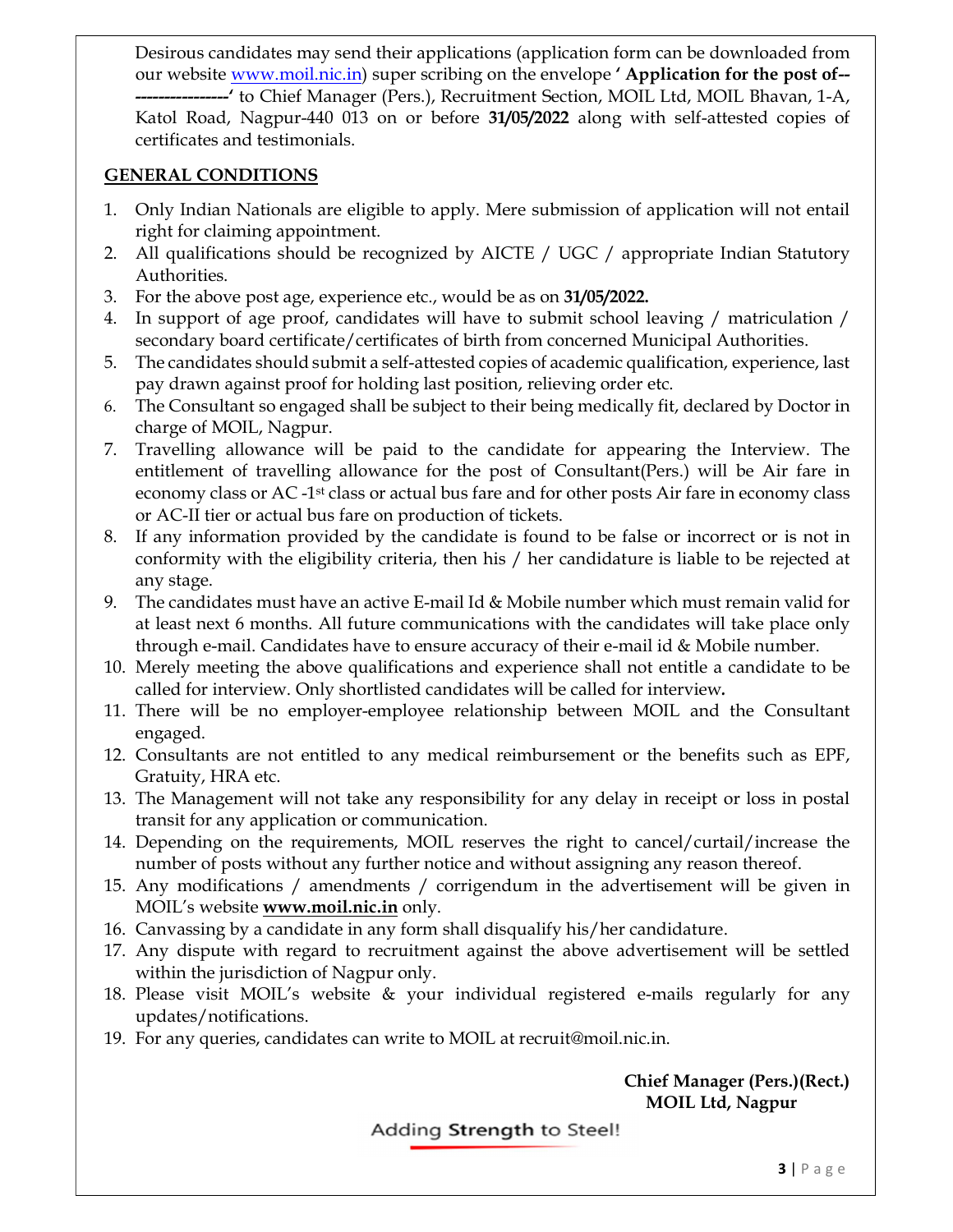Desirous candidates may send their applications (application form can be downloaded from our website www.moil.nic.in) super scribing on the envelope **' Application for the post of-------------------'** to Chief Manager (Pers.), Recruitment Section, MOIL Ltd, MOIL Bhavan, 1-A, Katol Road, Nagpur-440 013 on or before **31/05/2022** along with self-attested copies of certificates and testimonials.

## GENERAL CONDITIONS

1. Only Indian Nationals are eligible to apply. Mere submission of application will not entail right for claiming appointment.
2. All qualifications should be recognized by AICTE / UGC / appropriate Indian Statutory Authorities.
3. For the above post age, experience etc., would be as on **31/05/2022.**
4. In support of age proof, candidates will have to submit school leaving / matriculation / secondary board certificate/certificates of birth from concerned Municipal Authorities.
5. The candidates should submit a self-attested copies of academic qualification, experience, last pay drawn against proof for holding last position, relieving order etc.
6. The Consultant so engaged shall be subject to their being medically fit, declared by Doctor in charge of MOIL, Nagpur.
7. Travelling allowance will be paid to the candidate for appearing the Interview. The entitlement of travelling allowance for the post of Consultant(Pers.) will be Air fare in economy class or AC -1st class or actual bus fare and for other posts Air fare in economy class or AC-II tier or actual bus fare on production of tickets.
8. If any information provided by the candidate is found to be false or incorrect or is not in conformity with the eligibility criteria, then his / her candidature is liable to be rejected at any stage.
9. The candidates must have an active E-mail Id & Mobile number which must remain valid for at least next 6 months. All future communications with the candidates will take place only through e-mail. Candidates have to ensure accuracy of their e-mail id & Mobile number.
10. Merely meeting the above qualifications and experience shall not entitle a candidate to be called for interview. Only shortlisted candidates will be called for interview**.**
11. There will be no employer-employee relationship between MOIL and the Consultant engaged.
12. Consultants are not entitled to any medical reimbursement or the benefits such as EPF, Gratuity, HRA etc.
13. The Management will not take any responsibility for any delay in receipt or loss in postal transit for any application or communication.
14. Depending on the requirements, MOIL reserves the right to cancel/curtail/increase the number of posts without any further notice and without assigning any reason thereof.
15. Any modifications / amendments / corrigendum in the advertisement will be given in MOIL's website **www.moil.nic.in** only.
16. Canvassing by a candidate in any form shall disqualify his/her candidature.
17. Any dispute with regard to recruitment against the above advertisement will be settled within the jurisdiction of Nagpur only.
18. Please visit MOIL's website & your individual registered e-mails regularly for any updates/notifications.
19. For any queries, candidates can write to MOIL at recruit@moil.nic.in.

**Chief Manager (Pers.)(Rect.)**
**MOIL Ltd, Nagpur**

Adding **Strength** to Steel!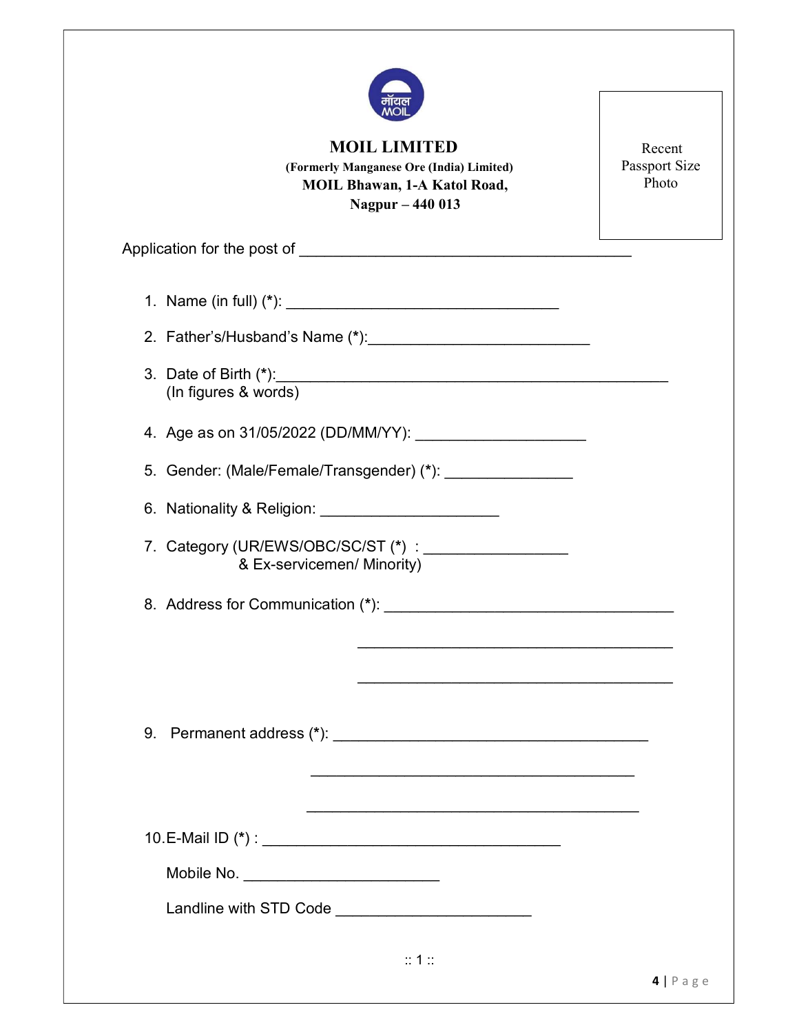# MOIL LIMITED

**(Formerly Manganese Ore (India) Limited)**
**MOIL Bhawan, 1-A Katol Road,**
**Nagpur – 440 013**

Recent Passport Size Photo

Application for the post of ________________________________________

1. Name (in full) (*): _________________________________
2. Father's/Husband's Name (*):___________________________
3. Date of Birth (*):________________________________________________
   (In figures & words)
4. Age as on 31/05/2022 (DD/MM/YY): ____________________
5. Gender: (Male/Female/Transgender) (*): _______________
6. Nationality & Religion: _____________________
7. Category (UR/EWS/OBC/SC/ST (*) : _________________
   & Ex-servicemen/ Minority)
8. Address for Communication (*): ___________________________________
   ______________________________________
   ______________________________________
9. Permanent address (*): ______________________________________
   ______________________________________
   ______________________________________
10. E-Mail ID (*) : ____________________________________

    Mobile No. ________________________

    Landline with STD Code _______________________

:: 1 ::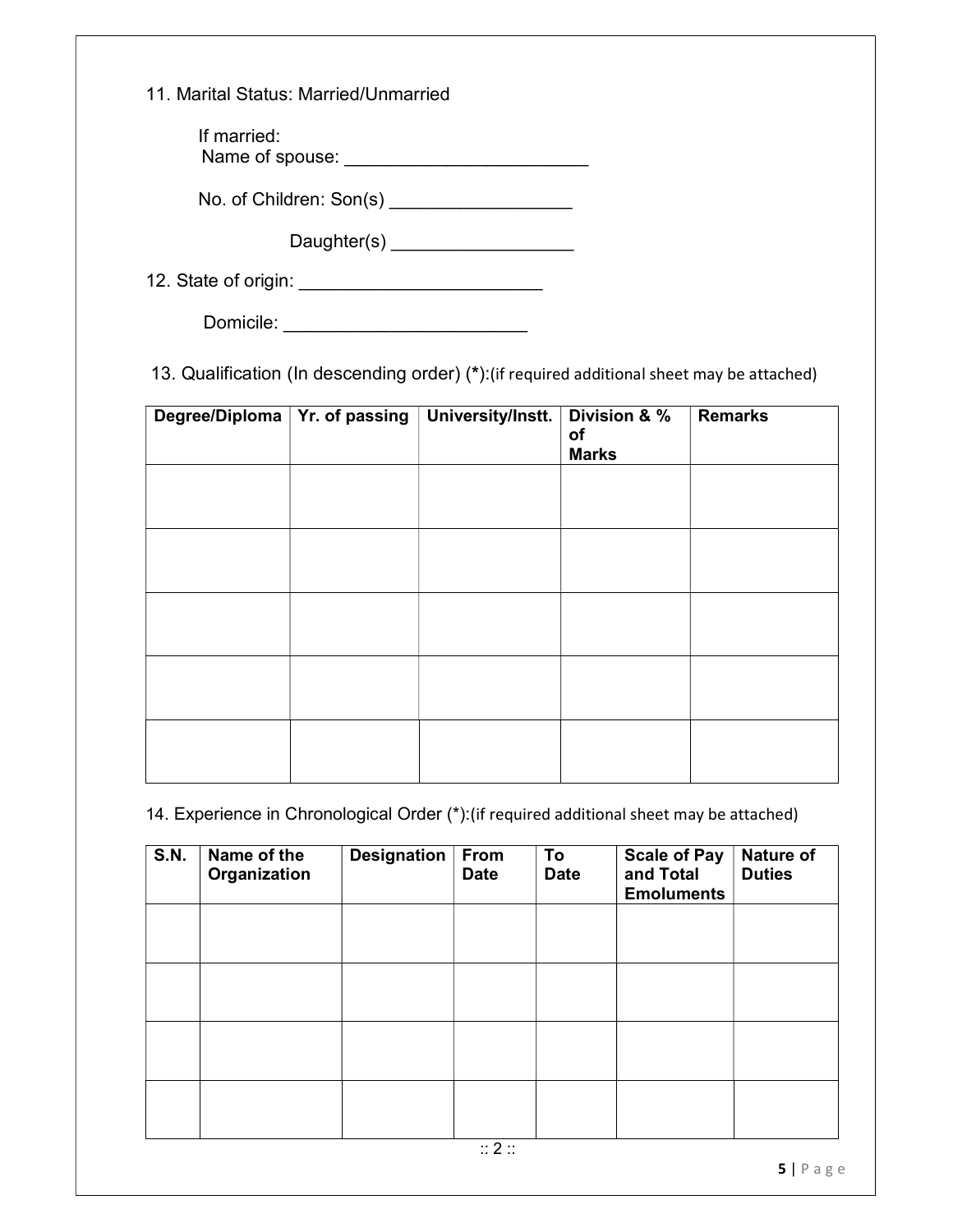11. Marital Status: Married/Unmarried

If married:
Name of spouse: ________________________

No. of Children: Son(s) __________________

Daughter(s) __________________

12. State of origin: ________________________

Domicile: ________________________

13. Qualification (In descending order) (*):(if required additional sheet may be attached)

| Degree/Diploma | Yr. of passing | University/Instt. | Division & % of Marks | Remarks |
|---|---|---|---|---|
| | | | | |
| | | | | |
| | | | | |
| | | | | |
| | | | | |

14. Experience in Chronological Order (*):(if required additional sheet may be attached)

| S.N. | Name of the Organization | Designation | From Date | To Date | Scale of Pay and Total Emoluments | Nature of Duties |
|---|---|---|---|---|---|---|
| | | | | | | |
| | | | | | | |
| | | | | | | |
| | | | | | | |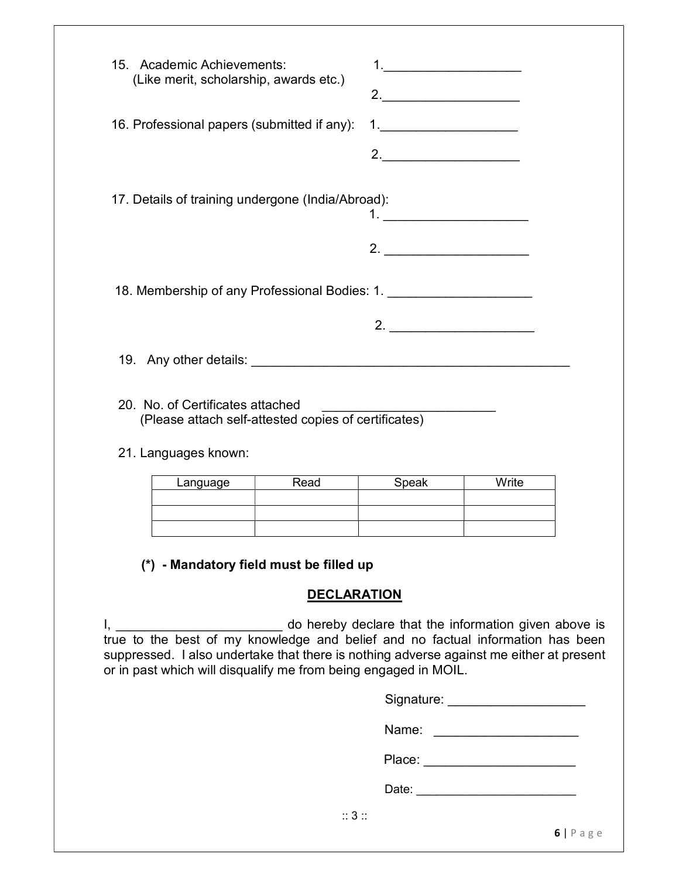15. Academic Achievements: (Like merit, scholarship, awards etc.)
    1.___________________
    2.___________________

16. Professional papers (submitted if any):
    1.___________________
    2.___________________

17. Details of training undergone (India/Abroad):
    1. ___________________
    2. ___________________

18. Membership of any Professional Bodies:
    1. ___________________
    2. ___________________

19. Any other details: _____________________________________________

20. No. of Certificates attached ________________________
    (Please attach self-attested copies of certificates)

21. Languages known:

| Language | Read | Speak | Write |
|---|---|---|---|
| | | | |
| | | | |
| | | | |

**(*) - Mandatory field must be filled up**

## DECLARATION

I, _______________________ do hereby declare that the information given above is true to the best of my knowledge and belief and no factual information has been suppressed. I also undertake that there is nothing adverse against me either at present or in past which will disqualify me from being engaged in MOIL.

Signature: ___________________

Name: ____________________

Place: _____________________

Date: _______________________

:: 3 ::